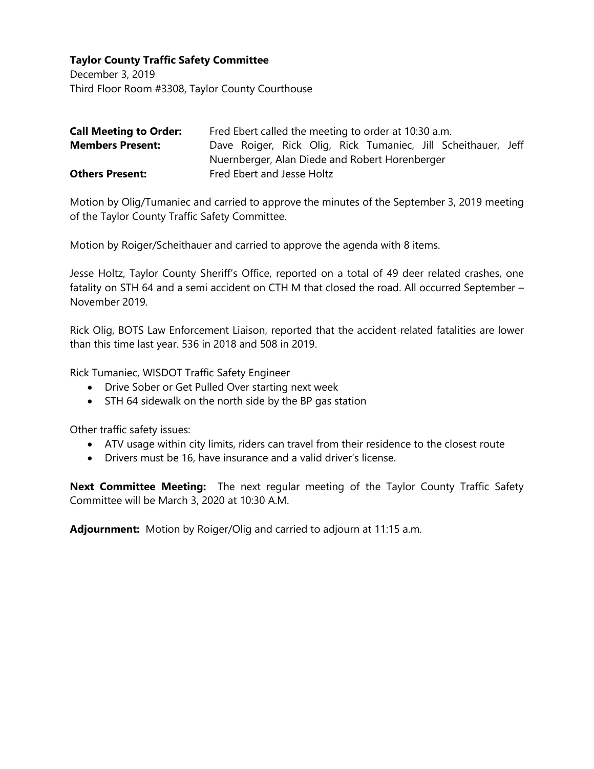**Taylor County Traffic Safety Committee**
December 3, 2019
Third Floor Room #3308, Taylor County Courthouse

**Call Meeting to Order:** Fred Ebert called the meeting to order at 10:30 a.m.
**Members Present:** Dave Roiger, Rick Olig, Rick Tumaniec, Jill Scheithauer, Jeff Nuernberger, Alan Diede and Robert Horenberger
**Others Present:** Fred Ebert and Jesse Holtz

Motion by Olig/Tumaniec and carried to approve the minutes of the September 3, 2019 meeting of the Taylor County Traffic Safety Committee.

Motion by Roiger/Scheithauer and carried to approve the agenda with 8 items.

Jesse Holtz, Taylor County Sheriff's Office, reported on a total of 49 deer related crashes, one fatality on STH 64 and a semi accident on CTH M that closed the road. All occurred September – November 2019.

Rick Olig, BOTS Law Enforcement Liaison, reported that the accident related fatalities are lower than this time last year. 536 in 2018 and 508 in 2019.

Rick Tumaniec, WISDOT Traffic Safety Engineer

- Drive Sober or Get Pulled Over starting next week
- STH 64 sidewalk on the north side by the BP gas station

Other traffic safety issues:

- ATV usage within city limits, riders can travel from their residence to the closest route
- Drivers must be 16, have insurance and a valid driver's license.

**Next Committee Meeting:** The next regular meeting of the Taylor County Traffic Safety Committee will be March 3, 2020 at 10:30 A.M.

**Adjournment:** Motion by Roiger/Olig and carried to adjourn at 11:15 a.m.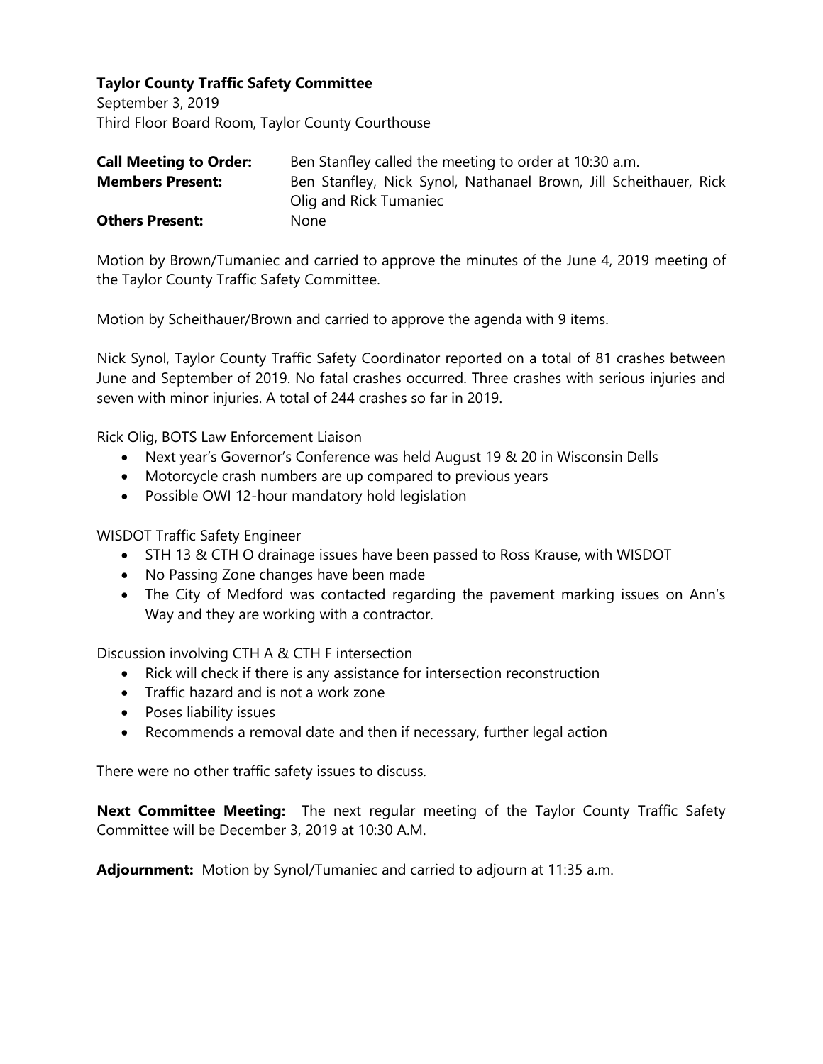**Taylor County Traffic Safety Committee**
September 3, 2019
Third Floor Board Room, Taylor County Courthouse

**Call Meeting to Order:** Ben Stanfley called the meeting to order at 10:30 a.m.
**Members Present:** Ben Stanfley, Nick Synol, Nathanael Brown, Jill Scheithauer, Rick Olig and Rick Tumaniec
**Others Present:** None

Motion by Brown/Tumaniec and carried to approve the minutes of the June 4, 2019 meeting of the Taylor County Traffic Safety Committee.

Motion by Scheithauer/Brown and carried to approve the agenda with 9 items.

Nick Synol, Taylor County Traffic Safety Coordinator reported on a total of 81 crashes between June and September of 2019. No fatal crashes occurred. Three crashes with serious injuries and seven with minor injuries. A total of 244 crashes so far in 2019.

Rick Olig, BOTS Law Enforcement Liaison

- Next year's Governor's Conference was held August 19 & 20 in Wisconsin Dells
- Motorcycle crash numbers are up compared to previous years
- Possible OWI 12-hour mandatory hold legislation

WISDOT Traffic Safety Engineer

- STH 13 & CTH O drainage issues have been passed to Ross Krause, with WISDOT
- No Passing Zone changes have been made
- The City of Medford was contacted regarding the pavement marking issues on Ann's Way and they are working with a contractor.

Discussion involving CTH A & CTH F intersection

- Rick will check if there is any assistance for intersection reconstruction
- Traffic hazard and is not a work zone
- Poses liability issues
- Recommends a removal date and then if necessary, further legal action

There were no other traffic safety issues to discuss.

**Next Committee Meeting:** The next regular meeting of the Taylor County Traffic Safety Committee will be December 3, 2019 at 10:30 A.M.

**Adjournment:** Motion by Synol/Tumaniec and carried to adjourn at 11:35 a.m.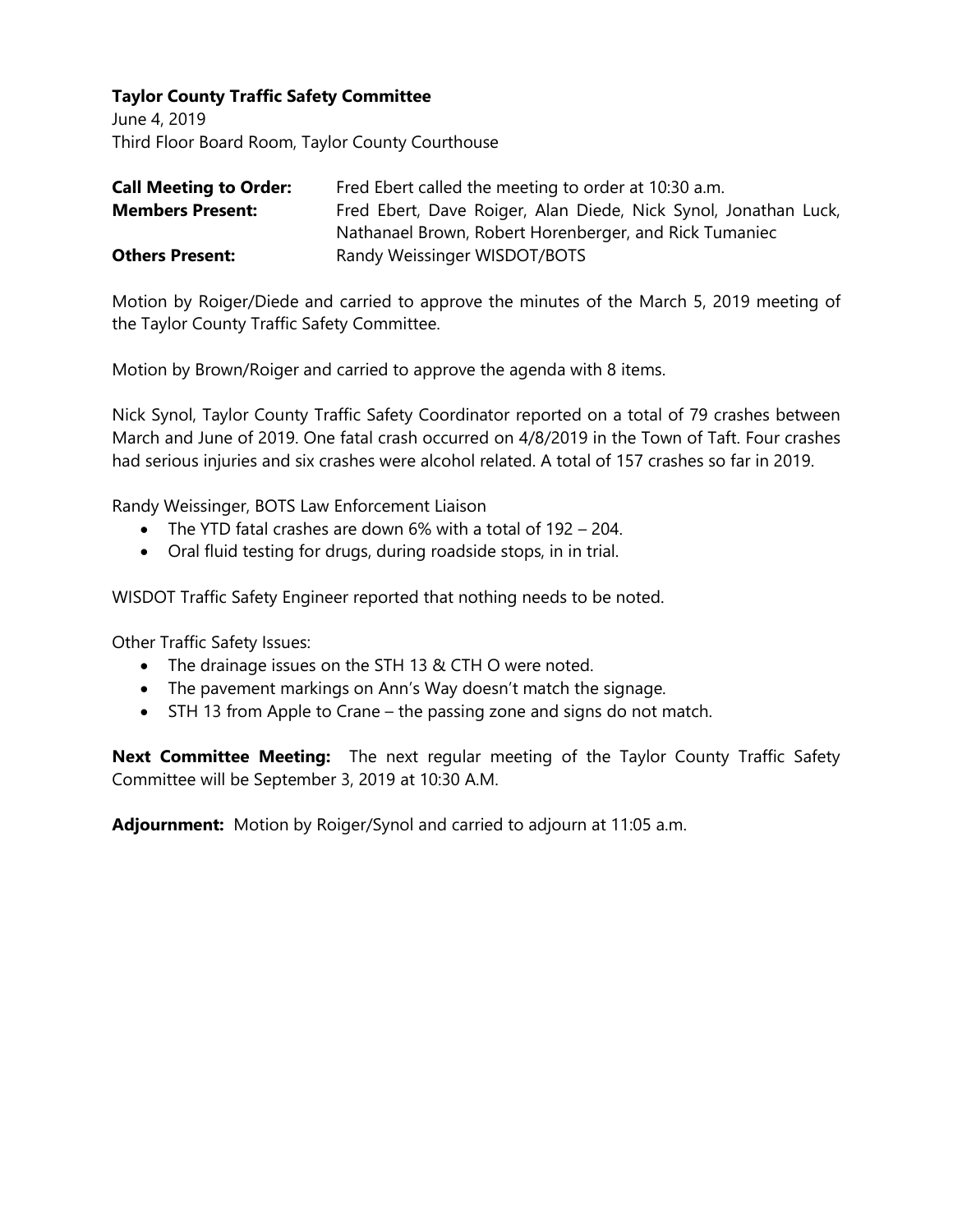**Taylor County Traffic Safety Committee**
June 4, 2019
Third Floor Board Room, Taylor County Courthouse

**Call Meeting to Order:** Fred Ebert called the meeting to order at 10:30 a.m.
**Members Present:** Fred Ebert, Dave Roiger, Alan Diede, Nick Synol, Jonathan Luck, Nathanael Brown, Robert Horenberger, and Rick Tumaniec
**Others Present:** Randy Weissinger WISDOT/BOTS

Motion by Roiger/Diede and carried to approve the minutes of the March 5, 2019 meeting of the Taylor County Traffic Safety Committee.

Motion by Brown/Roiger and carried to approve the agenda with 8 items.

Nick Synol, Taylor County Traffic Safety Coordinator reported on a total of 79 crashes between March and June of 2019. One fatal crash occurred on 4/8/2019 in the Town of Taft. Four crashes had serious injuries and six crashes were alcohol related. A total of 157 crashes so far in 2019.

Randy Weissinger, BOTS Law Enforcement Liaison

- The YTD fatal crashes are down 6% with a total of 192 – 204.
- Oral fluid testing for drugs, during roadside stops, in in trial.

WISDOT Traffic Safety Engineer reported that nothing needs to be noted.

Other Traffic Safety Issues:

- The drainage issues on the STH 13 & CTH O were noted.
- The pavement markings on Ann's Way doesn't match the signage.
- STH 13 from Apple to Crane – the passing zone and signs do not match.

**Next Committee Meeting:** The next regular meeting of the Taylor County Traffic Safety Committee will be September 3, 2019 at 10:30 A.M.

**Adjournment:** Motion by Roiger/Synol and carried to adjourn at 11:05 a.m.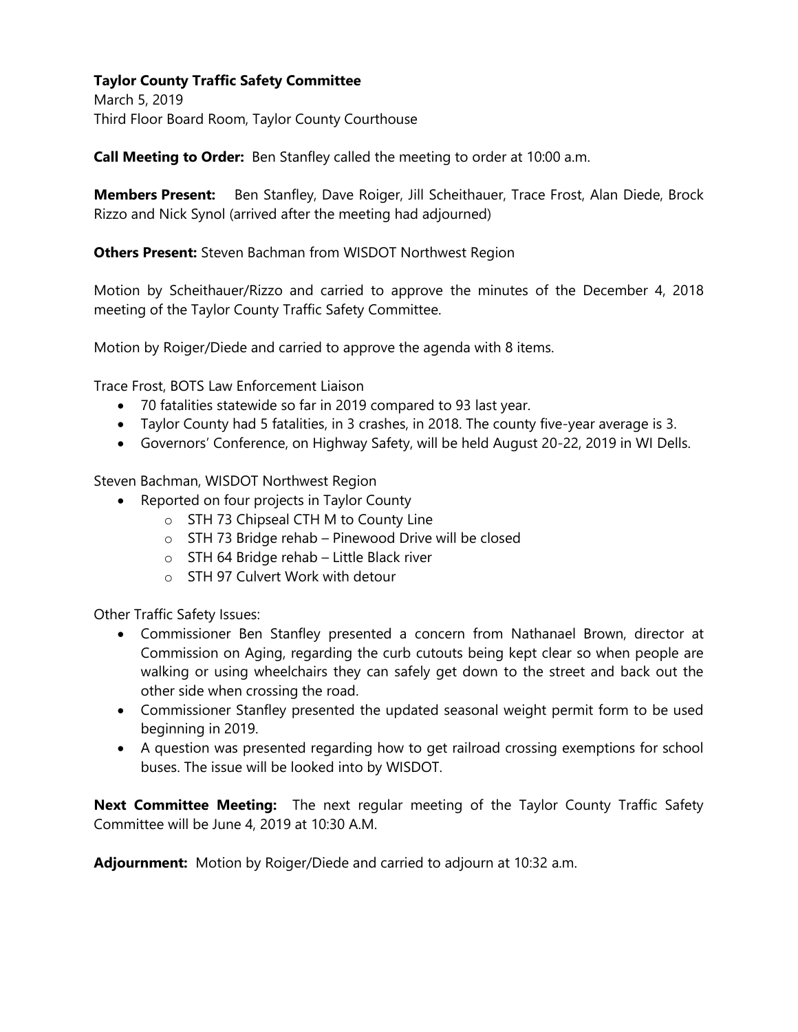**Taylor County Traffic Safety Committee**
March 5, 2019
Third Floor Board Room, Taylor County Courthouse

**Call Meeting to Order:** Ben Stanfley called the meeting to order at 10:00 a.m.

**Members Present:** Ben Stanfley, Dave Roiger, Jill Scheithauer, Trace Frost, Alan Diede, Brock Rizzo and Nick Synol (arrived after the meeting had adjourned)

**Others Present:** Steven Bachman from WISDOT Northwest Region

Motion by Scheithauer/Rizzo and carried to approve the minutes of the December 4, 2018 meeting of the Taylor County Traffic Safety Committee.

Motion by Roiger/Diede and carried to approve the agenda with 8 items.

Trace Frost, BOTS Law Enforcement Liaison

- 70 fatalities statewide so far in 2019 compared to 93 last year.
- Taylor County had 5 fatalities, in 3 crashes, in 2018. The county five-year average is 3.
- Governors' Conference, on Highway Safety, will be held August 20-22, 2019 in WI Dells.

Steven Bachman, WISDOT Northwest Region

- Reported on four projects in Taylor County
  - STH 73 Chipseal CTH M to County Line
  - STH 73 Bridge rehab – Pinewood Drive will be closed
  - STH 64 Bridge rehab – Little Black river
  - STH 97 Culvert Work with detour

Other Traffic Safety Issues:

- Commissioner Ben Stanfley presented a concern from Nathanael Brown, director at Commission on Aging, regarding the curb cutouts being kept clear so when people are walking or using wheelchairs they can safely get down to the street and back out the other side when crossing the road.
- Commissioner Stanfley presented the updated seasonal weight permit form to be used beginning in 2019.
- A question was presented regarding how to get railroad crossing exemptions for school buses. The issue will be looked into by WISDOT.

**Next Committee Meeting:** The next regular meeting of the Taylor County Traffic Safety Committee will be June 4, 2019 at 10:30 A.M.

**Adjournment:** Motion by Roiger/Diede and carried to adjourn at 10:32 a.m.